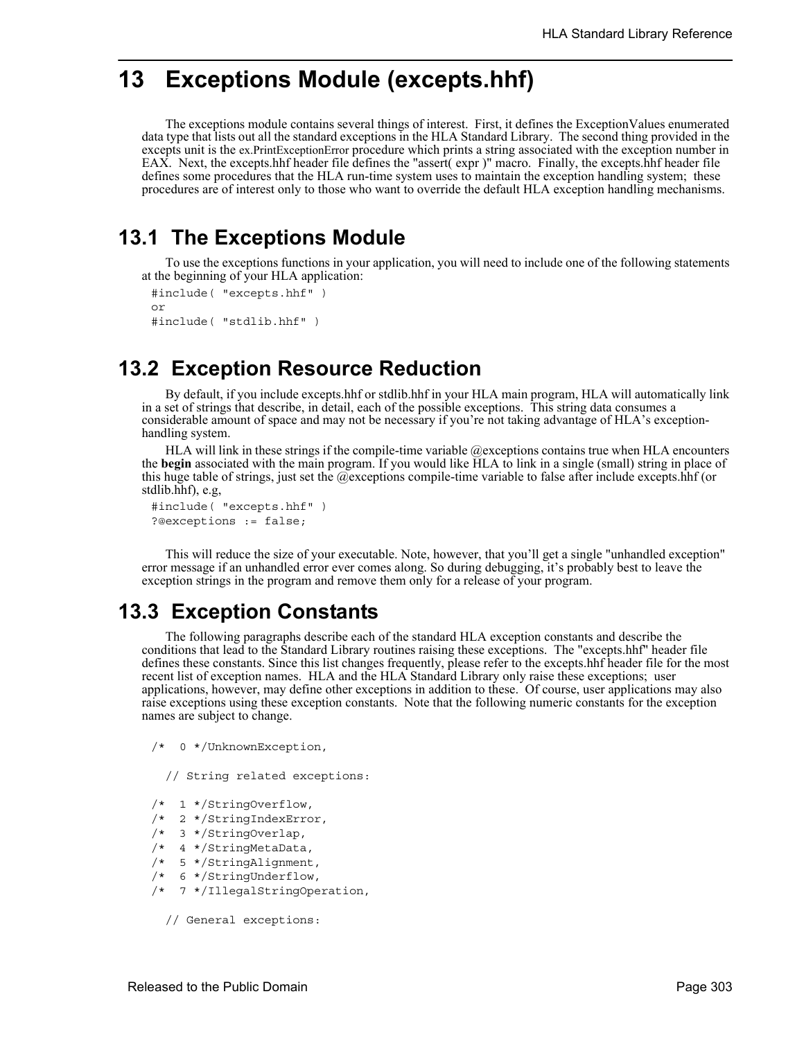# 13 Exceptions Module (excepts.hhf)

The exceptions module contains several things of interest. First, it defines the ExceptionValues enumerated data type that lists out all the standard exceptions in the HLA Standard Library. The second thing provided in the excepts unit is the ex.PrintExceptionError procedure which prints a string associated with the exception number in EAX. Next, the excepts.hhf header file defines the "assert( expr )" macro. Finally, the excepts.hhf header file defines some procedures that the HLA run-time system uses to maintain the exception handling system; these procedures are of interest only to those who want to override the default HLA exception handling mechanisms.

## 13.1 The Exceptions Module

To use the exceptions functions in your application, you will need to include one of the following statements at the beginning of your HLA application:

```
#include( "excepts.hhf" )
or
#include( "stdlib.hhf" )
```

## 13.2 Exception Resource Reduction

By default, if you include excepts.hhf or stdlib.hhf in your HLA main program, HLA will automatically link in a set of strings that describe, in detail, each of the possible exceptions. This string data consumes a considerable amount of space and may not be necessary if you're not taking advantage of HLA's exception-handling system.

HLA will link in these strings if the compile-time variable @exceptions contains true when HLA encounters the **begin** associated with the main program. If you would like HLA to link in a single (small) string in place of this huge table of strings, just set the @exceptions compile-time variable to false after include excepts.hhf (or stdlib.hhf), e.g,

```
#include( "excepts.hhf" )
?@exceptions := false;
```

This will reduce the size of your executable. Note, however, that you'll get a single "unhandled exception" error message if an unhandled error ever comes along. So during debugging, it's probably best to leave the exception strings in the program and remove them only for a release of your program.

## 13.3 Exception Constants

The following paragraphs describe each of the standard HLA exception constants and describe the conditions that lead to the Standard Library routines raising these exceptions. The "excepts.hhf" header file defines these constants. Since this list changes frequently, please refer to the excepts.hhf header file for the most recent list of exception names. HLA and the HLA Standard Library only raise these exceptions; user applications, however, may define other exceptions in addition to these. Of course, user applications may also raise exceptions using these exception constants. Note that the following numeric constants for the exception names are subject to change.

```
/*  0 */UnknownException,

  // String related exceptions:

/*  1 */StringOverflow,
/*  2 */StringIndexError,
/*  3 */StringOverlap,
/*  4 */StringMetaData,
/*  5 */StringAlignment,
/*  6 */StringUnderflow,
/*  7 */IllegalStringOperation,

  // General exceptions:
```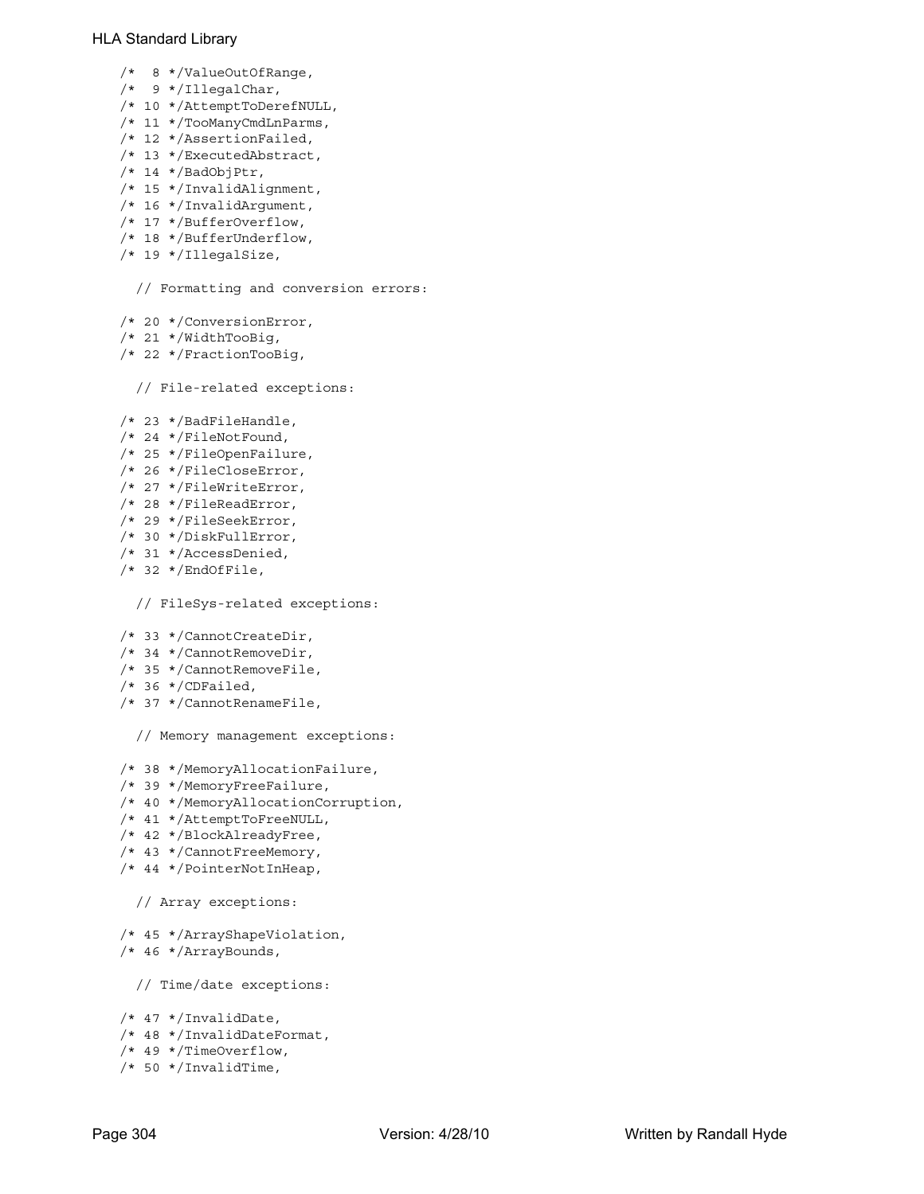```
/*  8 */ValueOutOfRange,
/*  9 */IllegalChar,
/* 10 */AttemptToDerefNULL,
/* 11 */TooManyCmdLnParms,
/* 12 */AssertionFailed,
/* 13 */ExecutedAbstract,
/* 14 */BadObjPtr,
/* 15 */InvalidAlignment,
/* 16 */InvalidArgument,
/* 17 */BufferOverflow,
/* 18 */BufferUnderflow,
/* 19 */IllegalSize,

  // Formatting and conversion errors:

/* 20 */ConversionError,
/* 21 */WidthTooBig,
/* 22 */FractionTooBig,

  // File-related exceptions:

/* 23 */BadFileHandle,
/* 24 */FileNotFound,
/* 25 */FileOpenFailure,
/* 26 */FileCloseError,
/* 27 */FileWriteError,
/* 28 */FileReadError,
/* 29 */FileSeekError,
/* 30 */DiskFullError,
/* 31 */AccessDenied,
/* 32 */EndOfFile,

  // FileSys-related exceptions:

/* 33 */CannotCreateDir,
/* 34 */CannotRemoveDir,
/* 35 */CannotRemoveFile,
/* 36 */CDFailed,
/* 37 */CannotRenameFile,

  // Memory management exceptions:

/* 38 */MemoryAllocationFailure,
/* 39 */MemoryFreeFailure,
/* 40 */MemoryAllocationCorruption,
/* 41 */AttemptToFreeNULL,
/* 42 */BlockAlreadyFree,
/* 43 */CannotFreeMemory,
/* 44 */PointerNotInHeap,

  // Array exceptions:

/* 45 */ArrayShapeViolation,
/* 46 */ArrayBounds,

  // Time/date exceptions:

/* 47 */InvalidDate,
/* 48 */InvalidDateFormat,
/* 49 */TimeOverflow,
/* 50 */InvalidTime,
```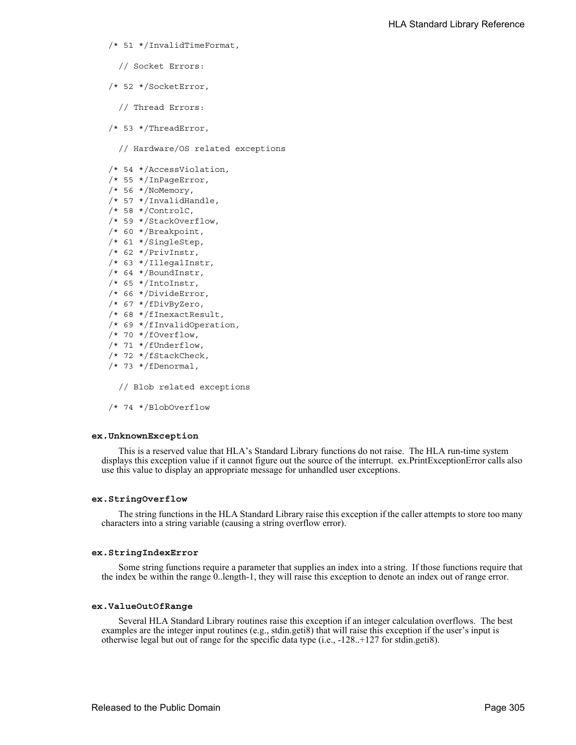```
/* 51 */InvalidTimeFormat,

  // Socket Errors:

/* 52 */SocketError,

  // Thread Errors:

/* 53 */ThreadError,

  // Hardware/OS related exceptions

/* 54 */AccessViolation,
/* 55 */InPageError,
/* 56 */NoMemory,
/* 57 */InvalidHandle,
/* 58 */ControlC,
/* 59 */StackOverflow,
/* 60 */Breakpoint,
/* 61 */SingleStep,
/* 62 */PrivInstr,
/* 63 */IllegalInstr,
/* 64 */BoundInstr,
/* 65 */IntoInstr,
/* 66 */DivideError,
/* 67 */fDivByZero,
/* 68 */fInexactResult,
/* 69 */fInvalidOperation,
/* 70 */fOverflow,
/* 71 */fUnderflow,
/* 72 */fStackCheck,
/* 73 */fDenormal,

  // Blob related exceptions

/* 74 */BlobOverflow
```

#### **ex.UnknownException**

This is a reserved value that HLA's Standard Library functions do not raise. The HLA run-time system displays this exception value if it cannot figure out the source of the interrupt. ex.PrintExceptionError calls also use this value to display an appropriate message for unhandled user exceptions.

#### **ex.StringOverflow**

The string functions in the HLA Standard Library raise this exception if the caller attempts to store too many characters into a string variable (causing a string overflow error).

#### **ex.StringIndexError**

Some string functions require a parameter that supplies an index into a string. If those functions require that the index be within the range 0..length-1, they will raise this exception to denote an index out of range error.

#### **ex.ValueOutOfRange**

Several HLA Standard Library routines raise this exception if an integer calculation overflows. The best examples are the integer input routines (e.g., stdin.geti8) that will raise this exception if the user's input is otherwise legal but out of range for the specific data type (i.e., -128..+127 for stdin.geti8).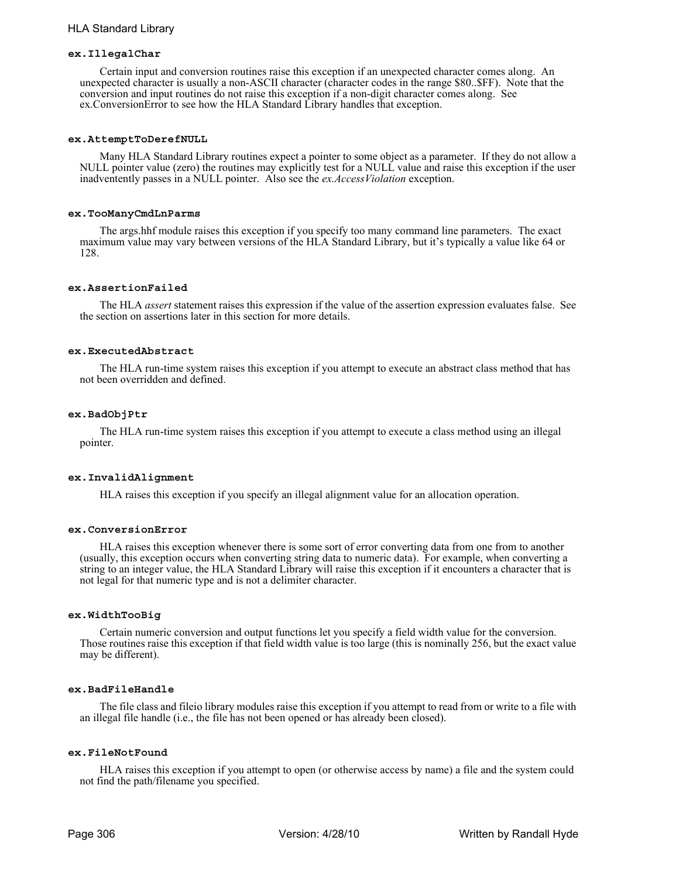#### ex.IllegalChar

Certain input and conversion routines raise this exception if an unexpected character comes along. An unexpected character is usually a non-ASCII character (character codes in the range $80..$FF). Note that the conversion and input routines do not raise this exception if a non-digit character comes along. See ex.ConversionError to see how the HLA Standard Library handles that exception.

#### ex.AttemptToDerefNULL

Many HLA Standard Library routines expect a pointer to some object as a parameter. If they do not allow a NULL pointer value (zero) the routines may explicitly test for a NULL value and raise this exception if the user inadventently passes in a NULL pointer. Also see the *ex.AccessViolation* exception.

#### ex.TooManyCmdLnParms

The args.hhf module raises this exception if you specify too many command line parameters. The exact maximum value may vary between versions of the HLA Standard Library, but it's typically a value like 64 or 128.

#### ex.AssertionFailed

The HLA *assert* statement raises this expression if the value of the assertion expression evaluates false. See the section on assertions later in this section for more details.

#### ex.ExecutedAbstract

The HLA run-time system raises this exception if you attempt to execute an abstract class method that has not been overridden and defined.

#### ex.BadObjPtr

The HLA run-time system raises this exception if you attempt to execute a class method using an illegal pointer.

#### ex.InvalidAlignment

HLA raises this exception if you specify an illegal alignment value for an allocation operation.

#### ex.ConversionError

HLA raises this exception whenever there is some sort of error converting data from one from to another (usually, this exception occurs when converting string data to numeric data). For example, when converting a string to an integer value, the HLA Standard Library will raise this exception if it encounters a character that is not legal for that numeric type and is not a delimiter character.

#### ex.WidthTooBig

Certain numeric conversion and output functions let you specify a field width value for the conversion. Those routines raise this exception if that field width value is too large (this is nominally 256, but the exact value may be different).

#### ex.BadFileHandle

The file class and fileio library modules raise this exception if you attempt to read from or write to a file with an illegal file handle (i.e., the file has not been opened or has already been closed).

#### ex.FileNotFound

HLA raises this exception if you attempt to open (or otherwise access by name) a file and the system could not find the path/filename you specified.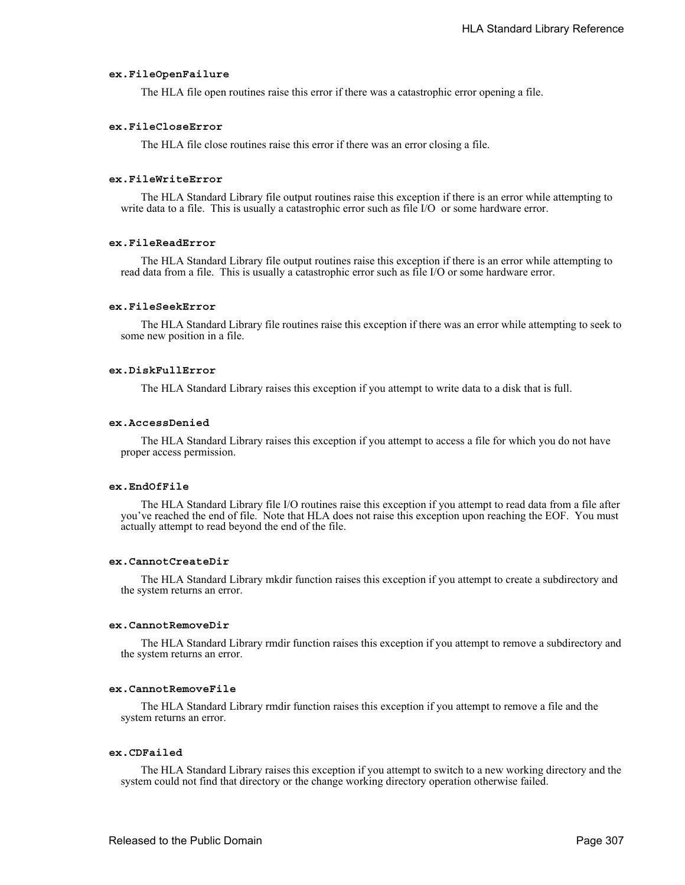#### ex.FileOpenFailure

The HLA file open routines raise this error if there was a catastrophic error opening a file.

#### ex.FileCloseError

The HLA file close routines raise this error if there was an error closing a file.

#### ex.FileWriteError

The HLA Standard Library file output routines raise this exception if there is an error while attempting to write data to a file. This is usually a catastrophic error such as file I/O or some hardware error.

#### ex.FileReadError

The HLA Standard Library file output routines raise this exception if there is an error while attempting to read data from a file. This is usually a catastrophic error such as file I/O or some hardware error.

#### ex.FileSeekError

The HLA Standard Library file routines raise this exception if there was an error while attempting to seek to some new position in a file.

#### ex.DiskFullError

The HLA Standard Library raises this exception if you attempt to write data to a disk that is full.

#### ex.AccessDenied

The HLA Standard Library raises this exception if you attempt to access a file for which you do not have proper access permission.

#### ex.EndOfFile

The HLA Standard Library file I/O routines raise this exception if you attempt to read data from a file after you've reached the end of file. Note that HLA does not raise this exception upon reaching the EOF. You must actually attempt to read beyond the end of the file.

#### ex.CannotCreateDir

The HLA Standard Library mkdir function raises this exception if you attempt to create a subdirectory and the system returns an error.

#### ex.CannotRemoveDir

The HLA Standard Library rmdir function raises this exception if you attempt to remove a subdirectory and the system returns an error.

#### ex.CannotRemoveFile

The HLA Standard Library rmdir function raises this exception if you attempt to remove a file and the system returns an error.

#### ex.CDFailed

The HLA Standard Library raises this exception if you attempt to switch to a new working directory and the system could not find that directory or the change working directory operation otherwise failed.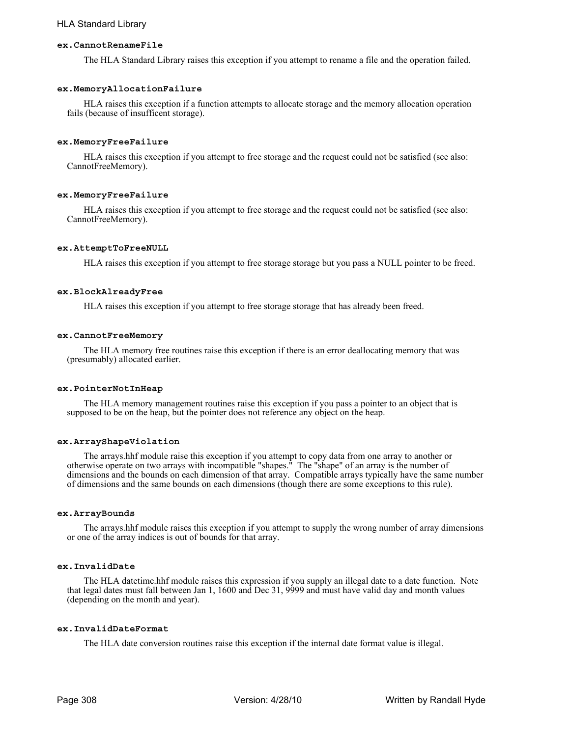#### ex.CannotRenameFile

The HLA Standard Library raises this exception if you attempt to rename a file and the operation failed.

#### ex.MemoryAllocationFailure

HLA raises this exception if a function attempts to allocate storage and the memory allocation operation fails (because of insufficent storage).

#### ex.MemoryFreeFailure

HLA raises this exception if you attempt to free storage and the request could not be satisfied (see also: CannotFreeMemory).

#### ex.MemoryFreeFailure

HLA raises this exception if you attempt to free storage and the request could not be satisfied (see also: CannotFreeMemory).

#### ex.AttemptToFreeNULL

HLA raises this exception if you attempt to free storage storage but you pass a NULL pointer to be freed.

#### ex.BlockAlreadyFree

HLA raises this exception if you attempt to free storage storage that has already been freed.

#### ex.CannotFreeMemory

The HLA memory free routines raise this exception if there is an error deallocating memory that was (presumably) allocated earlier.

#### ex.PointerNotInHeap

The HLA memory management routines raise this exception if you pass a pointer to an object that is supposed to be on the heap, but the pointer does not reference any object on the heap.

#### ex.ArrayShapeViolation

The arrays.hhf module raise this exception if you attempt to copy data from one array to another or otherwise operate on two arrays with incompatible "shapes." The "shape" of an array is the number of dimensions and the bounds on each dimension of that array. Compatible arrays typically have the same number of dimensions and the same bounds on each dimensions (though there are some exceptions to this rule).

#### ex.ArrayBounds

The arrays.hhf module raises this exception if you attempt to supply the wrong number of array dimensions or one of the array indices is out of bounds for that array.

#### ex.InvalidDate

The HLA datetime.hhf module raises this expression if you supply an illegal date to a date function. Note that legal dates must fall between Jan 1, 1600 and Dec 31, 9999 and must have valid day and month values (depending on the month and year).

#### ex.InvalidDateFormat

The HLA date conversion routines raise this exception if the internal date format value is illegal.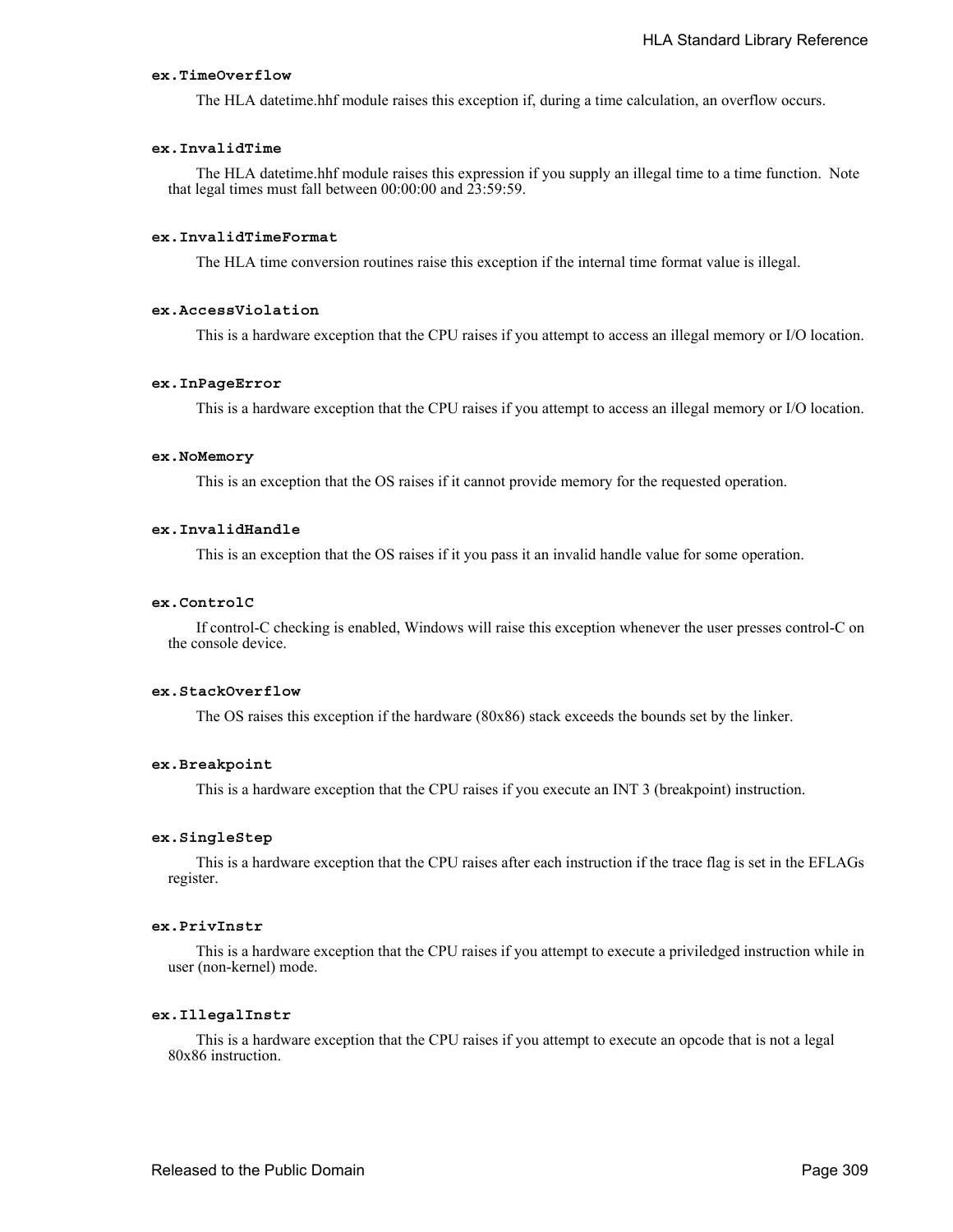**ex.TimeOverflow**

The HLA datetime.hhf module raises this exception if, during a time calculation, an overflow occurs.

**ex.InvalidTime**

The HLA datetime.hhf module raises this expression if you supply an illegal time to a time function. Note that legal times must fall between 00:00:00 and 23:59:59.

**ex.InvalidTimeFormat**

The HLA time conversion routines raise this exception if the internal time format value is illegal.

**ex.AccessViolation**

This is a hardware exception that the CPU raises if you attempt to access an illegal memory or I/O location.

**ex.InPageError**

This is a hardware exception that the CPU raises if you attempt to access an illegal memory or I/O location.

**ex.NoMemory**

This is an exception that the OS raises if it cannot provide memory for the requested operation.

**ex.InvalidHandle**

This is an exception that the OS raises if it you pass it an invalid handle value for some operation.

**ex.ControlC**

If control-C checking is enabled, Windows will raise this exception whenever the user presses control-C on the console device.

**ex.StackOverflow**

The OS raises this exception if the hardware (80x86) stack exceeds the bounds set by the linker.

**ex.Breakpoint**

This is a hardware exception that the CPU raises if you execute an INT 3 (breakpoint) instruction.

**ex.SingleStep**

This is a hardware exception that the CPU raises after each instruction if the trace flag is set in the EFLAGs register.

**ex.PrivInstr**

This is a hardware exception that the CPU raises if you attempt to execute a priviledged instruction while in user (non-kernel) mode.

**ex.IllegalInstr**

This is a hardware exception that the CPU raises if you attempt to execute an opcode that is not a legal 80x86 instruction.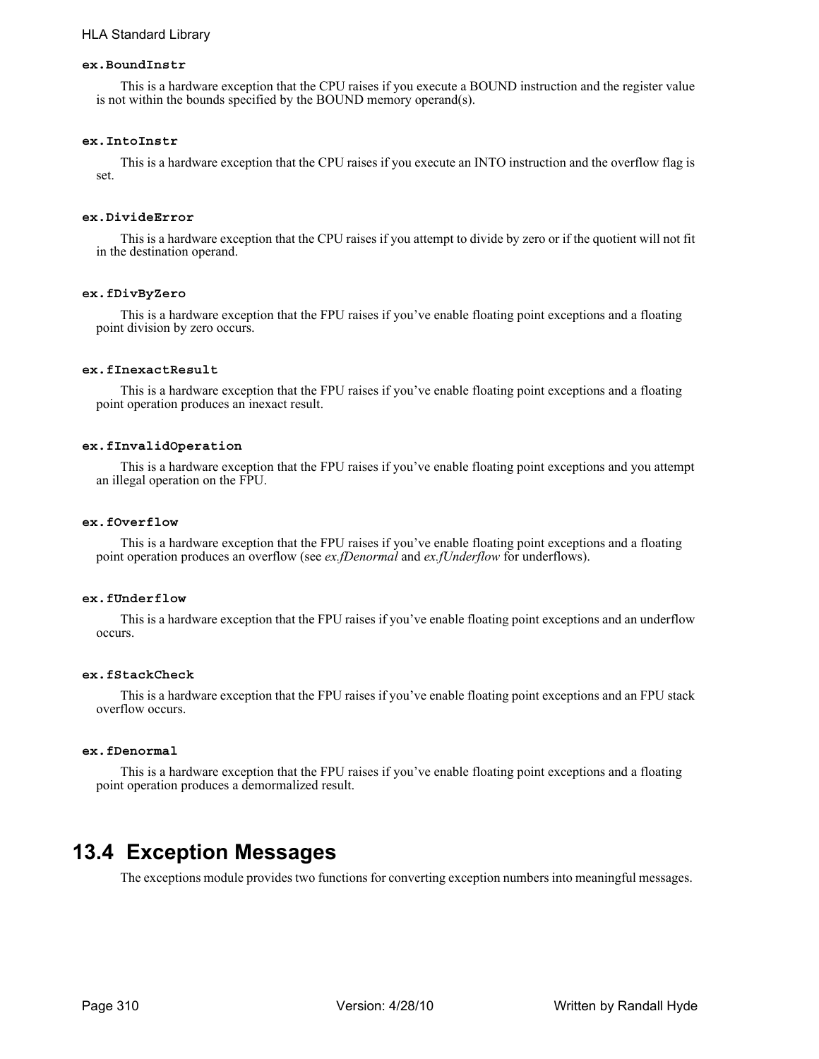**ex.BoundInstr**

This is a hardware exception that the CPU raises if you execute a BOUND instruction and the register value is not within the bounds specified by the BOUND memory operand(s).

**ex.IntoInstr**

This is a hardware exception that the CPU raises if you execute an INTO instruction and the overflow flag is set.

**ex.DivideError**

This is a hardware exception that the CPU raises if you attempt to divide by zero or if the quotient will not fit in the destination operand.

**ex.fDivByZero**

This is a hardware exception that the FPU raises if you've enable floating point exceptions and a floating point division by zero occurs.

**ex.fInexactResult**

This is a hardware exception that the FPU raises if you've enable floating point exceptions and a floating point operation produces an inexact result.

**ex.fInvalidOperation**

This is a hardware exception that the FPU raises if you've enable floating point exceptions and you attempt an illegal operation on the FPU.

**ex.fOverflow**

This is a hardware exception that the FPU raises if you've enable floating point exceptions and a floating point operation produces an overflow (see *ex.fDenormal* and *ex.fUnderflow* for underflows).

**ex.fUnderflow**

This is a hardware exception that the FPU raises if you've enable floating point exceptions and an underflow occurs.

**ex.fStackCheck**

This is a hardware exception that the FPU raises if you've enable floating point exceptions and an FPU stack overflow occurs.

**ex.fDenormal**

This is a hardware exception that the FPU raises if you've enable floating point exceptions and a floating point operation produces a demormalized result.

## 13.4 Exception Messages

The exceptions module provides two functions for converting exception numbers into meaningful messages.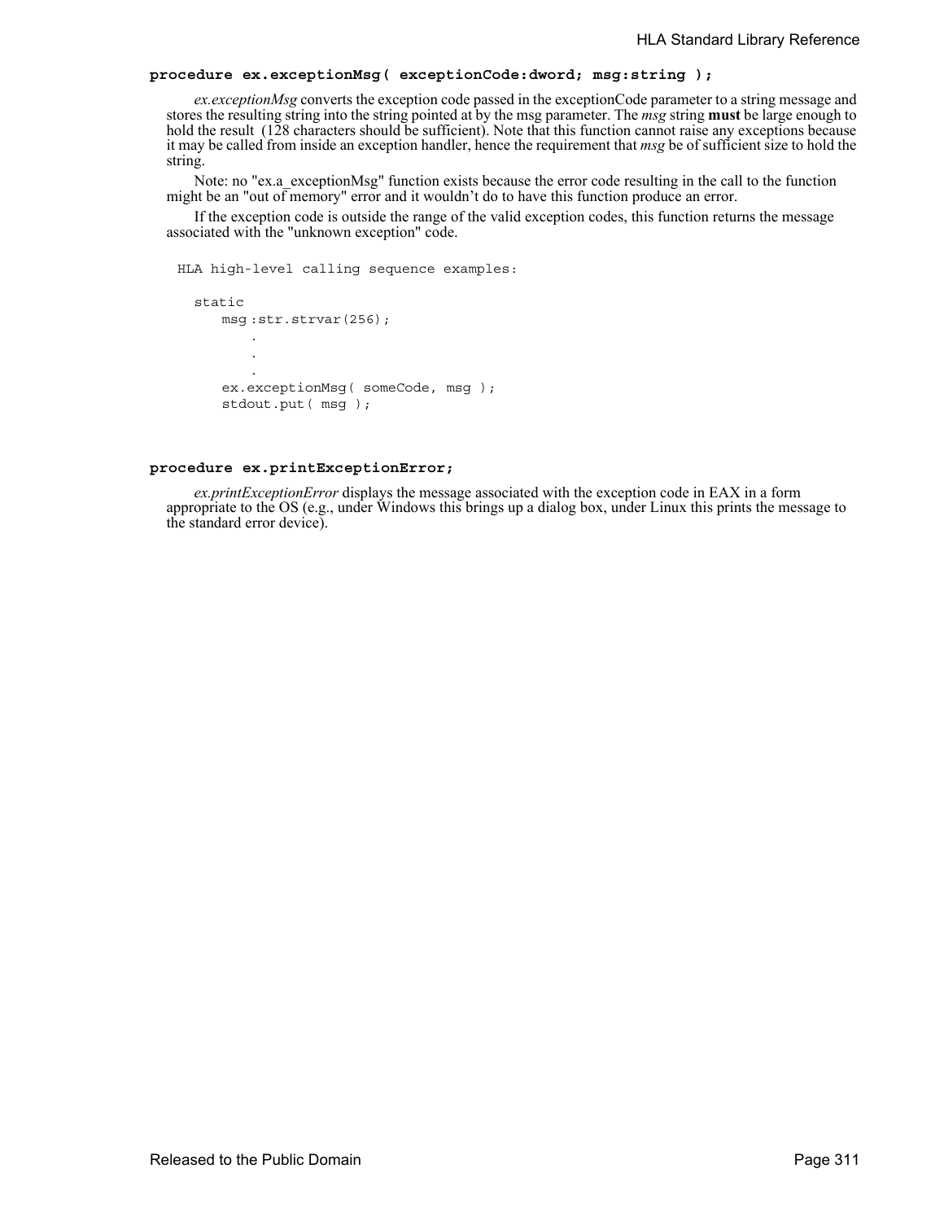**procedure ex.exceptionMsg( exceptionCode:dword; msg:string );**

*ex.exceptionMsg* converts the exception code passed in the exceptionCode parameter to a string message and stores the resulting string into the string pointed at by the msg parameter. The *msg* string **must** be large enough to hold the result (128 characters should be sufficient). Note that this function cannot raise any exceptions because it may be called from inside an exception handler, hence the requirement that *msg* be of sufficient size to hold the string.

Note: no "ex.a_exceptionMsg" function exists because the error code resulting in the call to the function might be an "out of memory" error and it wouldn't do to have this function produce an error.

If the exception code is outside the range of the valid exception codes, this function returns the message associated with the "unknown exception" code.

```
HLA high-level calling sequence examples:

  static
     msg :str.strvar(256);
         .
         .
         .
     ex.exceptionMsg( someCode, msg );
     stdout.put( msg );
```

**procedure ex.printExceptionError;**

*ex.printExceptionError* displays the message associated with the exception code in EAX in a form appropriate to the OS (e.g., under Windows this brings up a dialog box, under Linux this prints the message to the standard error device).